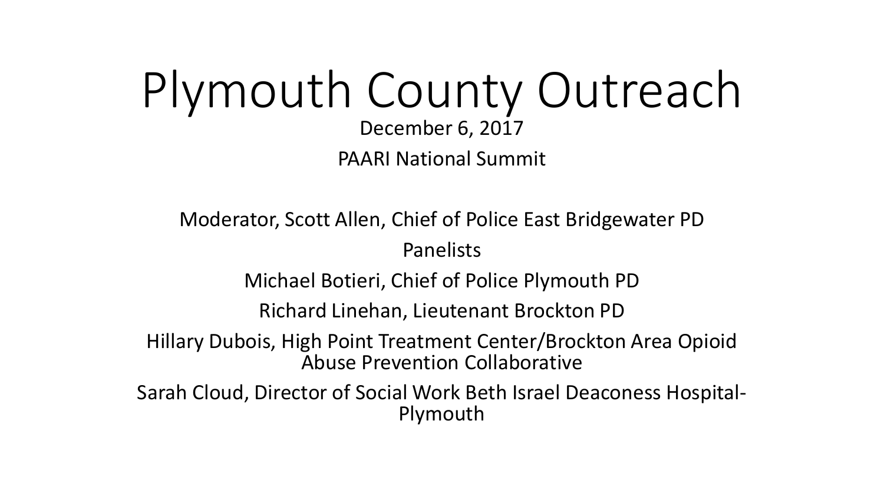# Plymouth County Outreach

December 6, 2017

PAARI National Summit

Moderator, Scott Allen, Chief of Police East Bridgewater PD

Panelists

Michael Botieri, Chief of Police Plymouth PD

Richard Linehan, Lieutenant Brockton PD

Hillary Dubois, High Point Treatment Center/Brockton Area Opioid Abuse Prevention Collaborative

Sarah Cloud, Director of Social Work Beth Israel Deaconess Hospital-Plymouth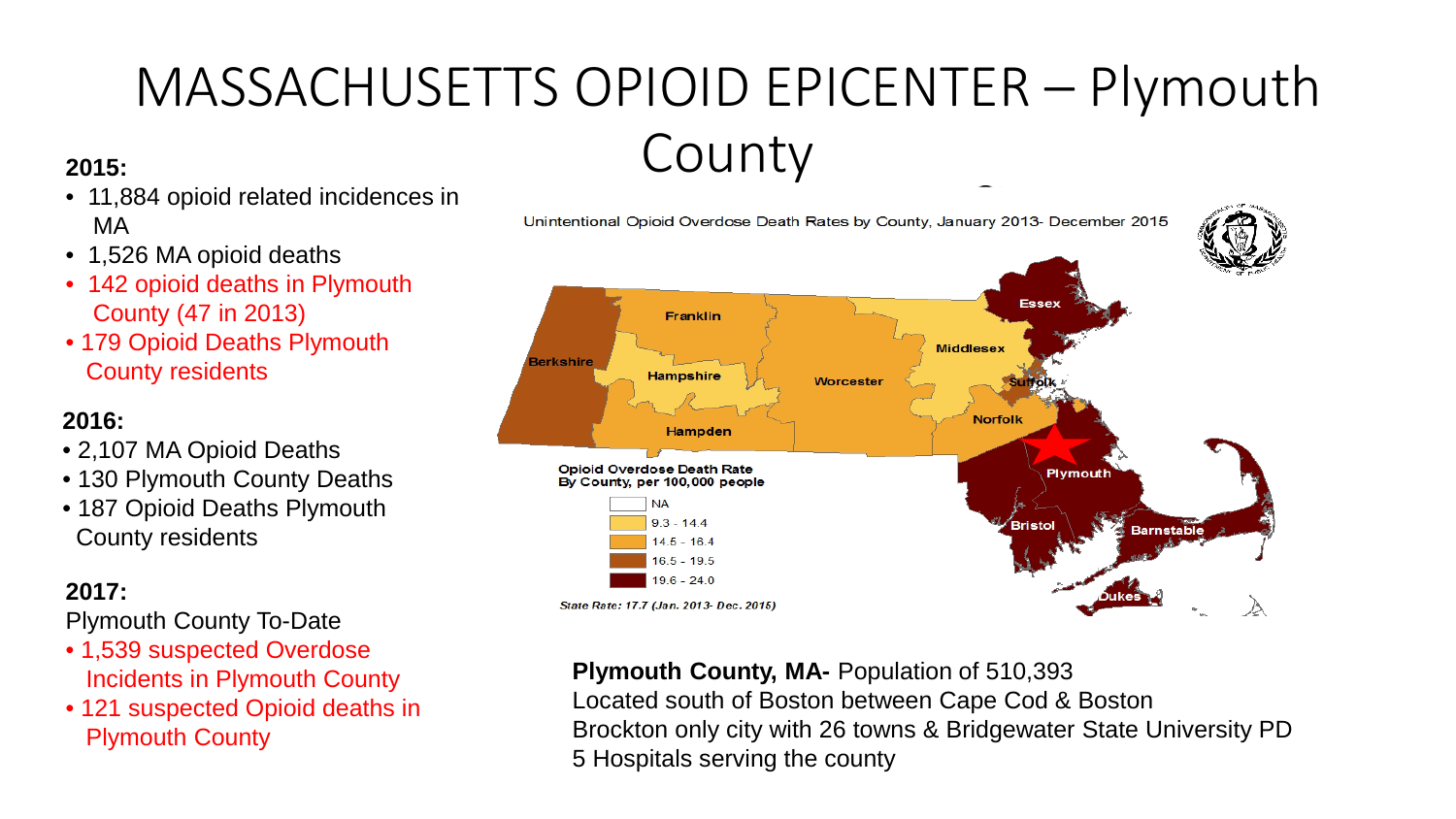# MASSACHUSETTS OPIOID EPICENTER – Plymouth County

**2015:**

- 11,884 opioid related incidences in MA
- 1,526 MA opioid deaths
- 142 opioid deaths in Plymouth County (47 in 2013)
- 179 Opioid Deaths Plymouth County residents

**2016:**

- 2,107 MA Opioid Deaths
- 130 Plymouth County Deaths
- 187 Opioid Deaths Plymouth County residents

**2017:**

Plymouth County To-Date

- 1,539 suspected Overdose Incidents in Plymouth County
- 121 suspected Opioid deaths in Plymouth County

Unintentional Opioid Overdose Death Rates by County, January 2013- December 2015

Opioid Overdose Death Rate By County, per 100,000 people

- NA
- 9.3 - 14.4
- 14.5 - 16.4
- 16.5 - 19.5
- 19.6 - 24.0

*State Rate: 17.7 (Jan. 2013- Dec. 2015)*

**Plymouth County, MA-** Population of 510,393

Located south of Boston between Cape Cod & Boston

Brockton only city with 26 towns & Bridgewater State University PD

5 Hospitals serving the county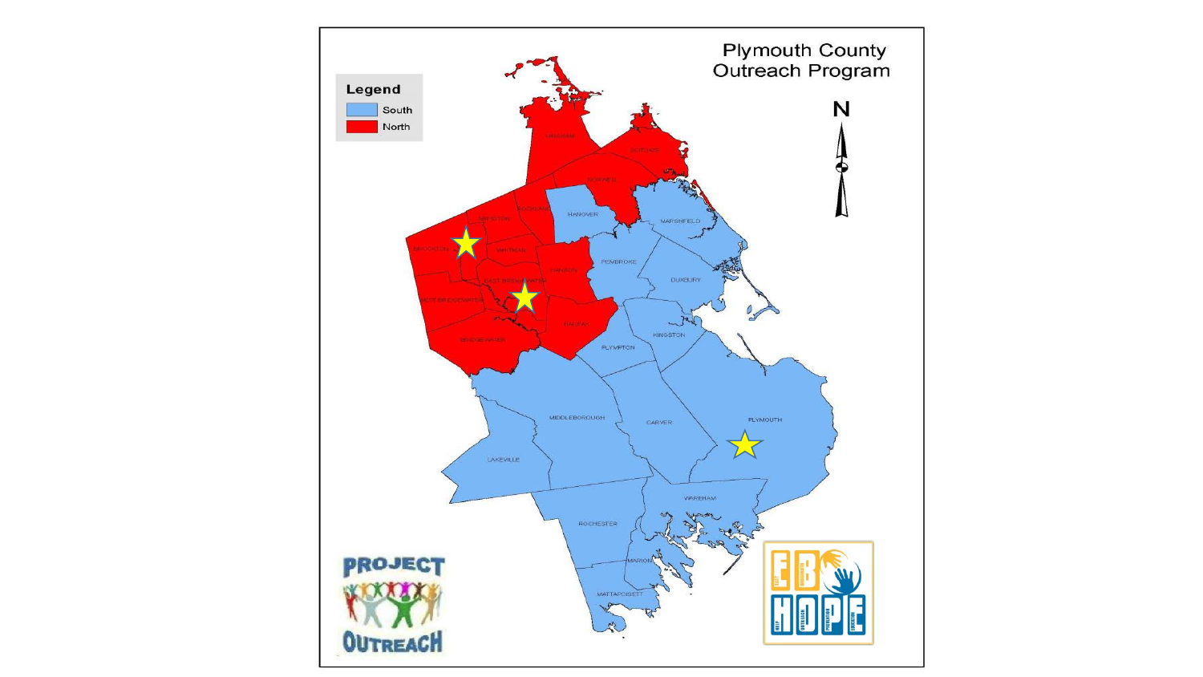# Plymouth County Outreach Program

**Legend**

- South
- North

N

HINGHAM

SCITUATE

NORWELL

ROCKLAND

HANOVER

MARSHFIELD

ABINGTON

BROCKTON

WHITMAN

PEMBROKE

HANSON

EAST BRIDGEWATER

DUXBURY

WEST BRIDGEWATER

HALIFAX

KINGSTON

BRIDGEWATER

PLYMPTON

MIDDLEBOROUGH

CARVER

PLYMOUTH

LAKEVILLE

WAREHAM

ROCHESTER

MARION

MATTAPOISETT

PROJECT OUTREACH

EB HOPE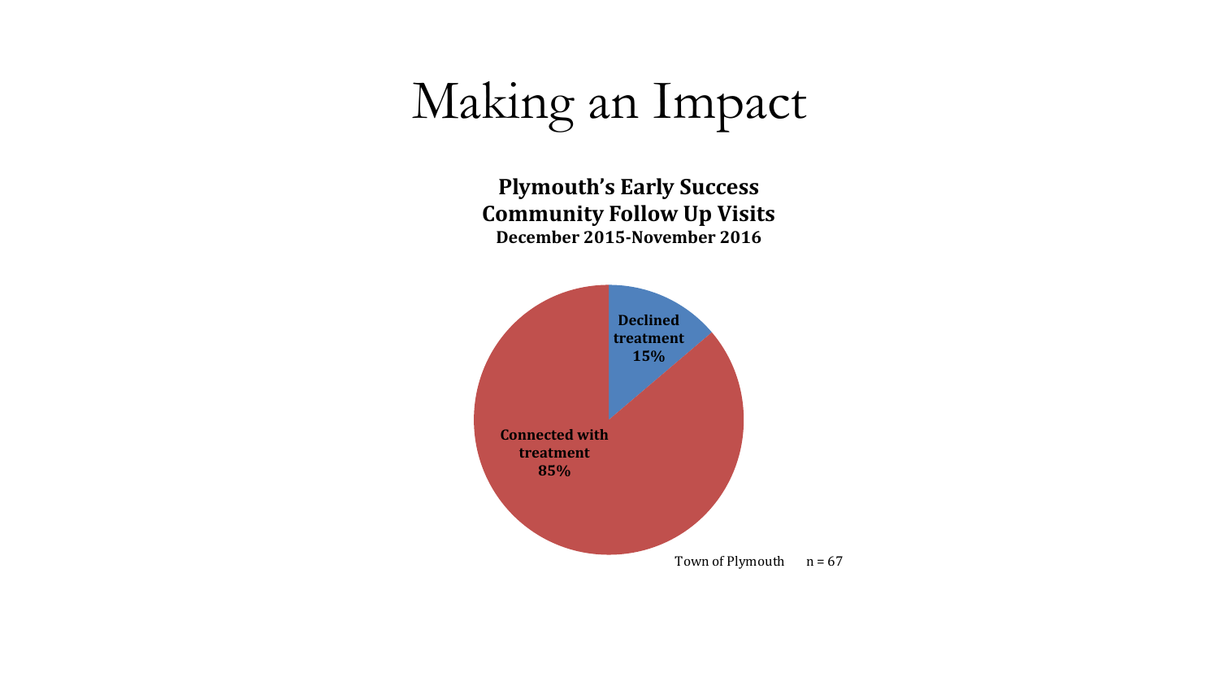# Making an Impact

**Plymouth's Early Success**
**Community Follow Up Visits**
**December 2015-November 2016**

**Declined treatment 15%**

**Connected with treatment 85%**

Town of Plymouth n = 67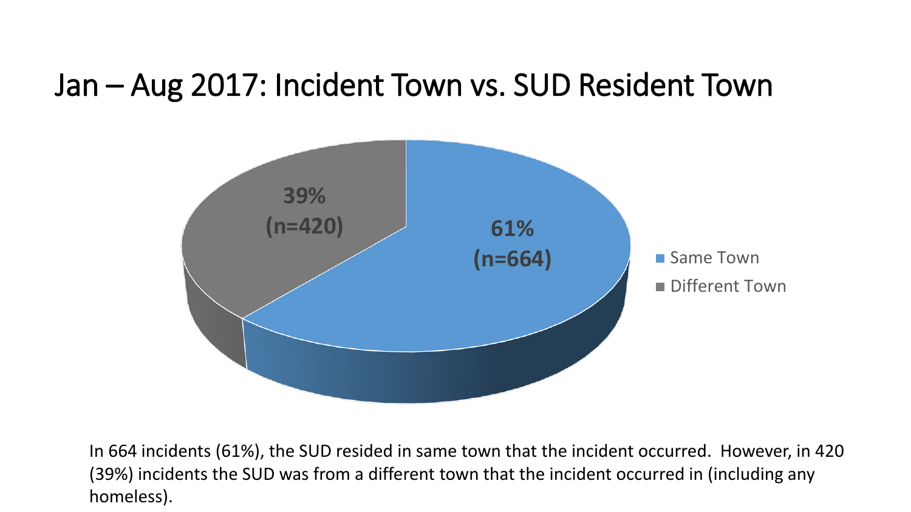# Jan – Aug 2017: Incident Town vs. SUD Resident Town

61% (n=664)

39% (n=420)

- Same Town
- Different Town

In 664 incidents (61%), the SUD resided in same town that the incident occurred. However, in 420 (39%) incidents the SUD was from a different town that the incident occurred in (including any homeless).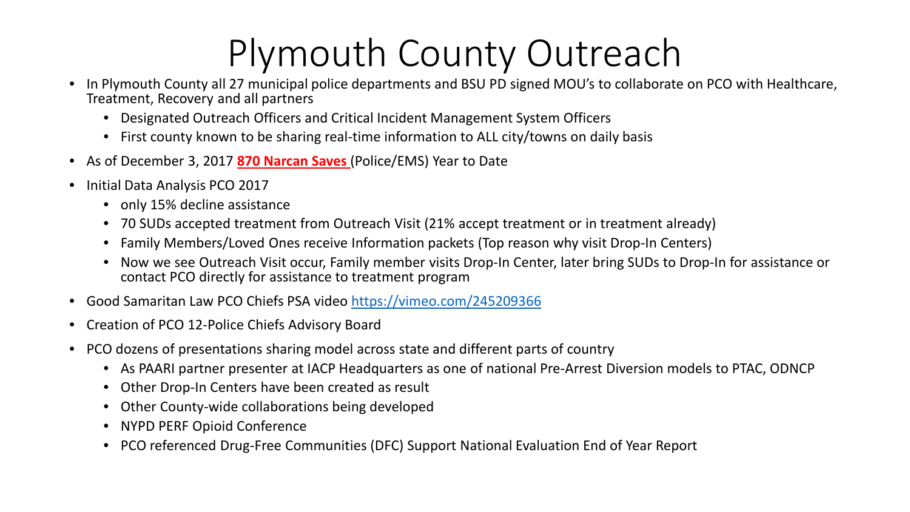# Plymouth County Outreach

- In Plymouth County all 27 municipal police departments and BSU PD signed MOU's to collaborate on PCO with Healthcare, Treatment, Recovery and all partners
  - Designated Outreach Officers and Critical Incident Management System Officers
  - First county known to be sharing real-time information to ALL city/towns on daily basis
- As of December 3, 2017 **870 Narcan Saves** (Police/EMS) Year to Date
- Initial Data Analysis PCO 2017
  - only 15% decline assistance
  - 70 SUDs accepted treatment from Outreach Visit (21% accept treatment or in treatment already)
  - Family Members/Loved Ones receive Information packets (Top reason why visit Drop-In Centers)
  - Now we see Outreach Visit occur, Family member visits Drop-In Center, later bring SUDs to Drop-In for assistance or contact PCO directly for assistance to treatment program
- Good Samaritan Law PCO Chiefs PSA video https://vimeo.com/245209366
- Creation of PCO 12-Police Chiefs Advisory Board
- PCO dozens of presentations sharing model across state and different parts of country
  - As PAARI partner presenter at IACP Headquarters as one of national Pre-Arrest Diversion models to PTAC, ODNCP
  - Other Drop-In Centers have been created as result
  - Other County-wide collaborations being developed
  - NYPD PERF Opioid Conference
  - PCO referenced Drug-Free Communities (DFC) Support National Evaluation End of Year Report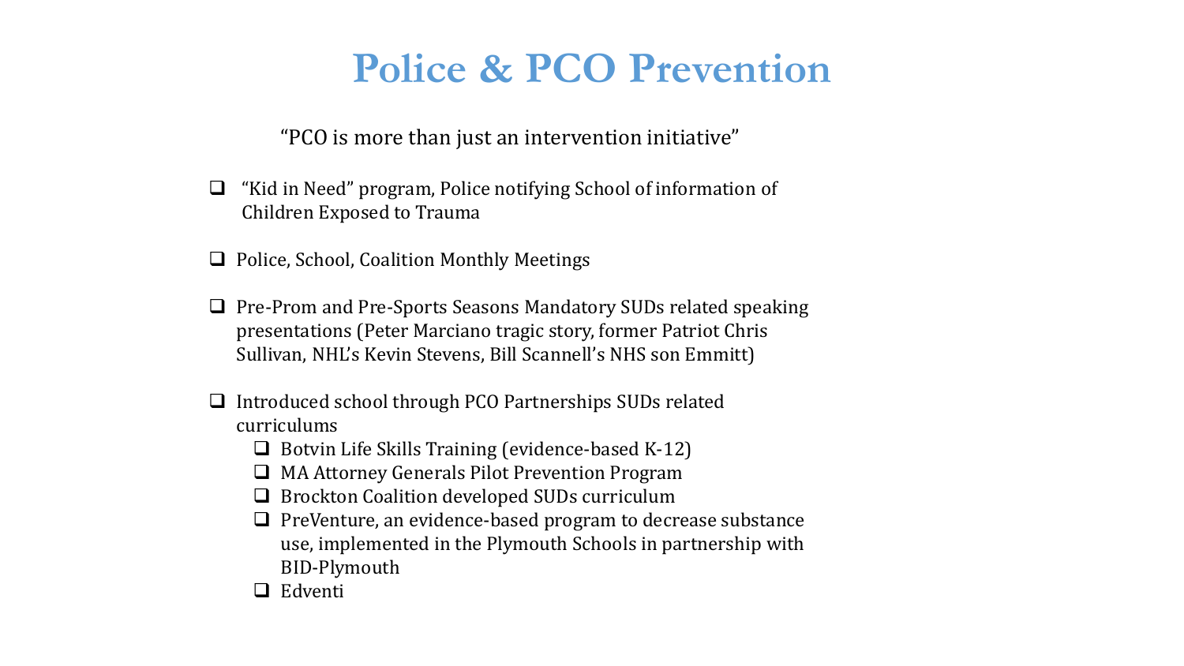# Police & PCO Prevention

"PCO is more than just an intervention initiative"

- "Kid in Need" program, Police notifying School of information of Children Exposed to Trauma
- Police, School, Coalition Monthly Meetings
- Pre-Prom and Pre-Sports Seasons Mandatory SUDs related speaking presentations (Peter Marciano tragic story, former Patriot Chris Sullivan, NHL's Kevin Stevens, Bill Scannell's NHS son Emmitt)
- Introduced school through PCO Partnerships SUDs related curriculums
  - Botvin Life Skills Training (evidence-based K-12)
  - MA Attorney Generals Pilot Prevention Program
  - Brockton Coalition developed SUDs curriculum
  - PreVenture, an evidence-based program to decrease substance use, implemented in the Plymouth Schools in partnership with BID-Plymouth
  - Edventi